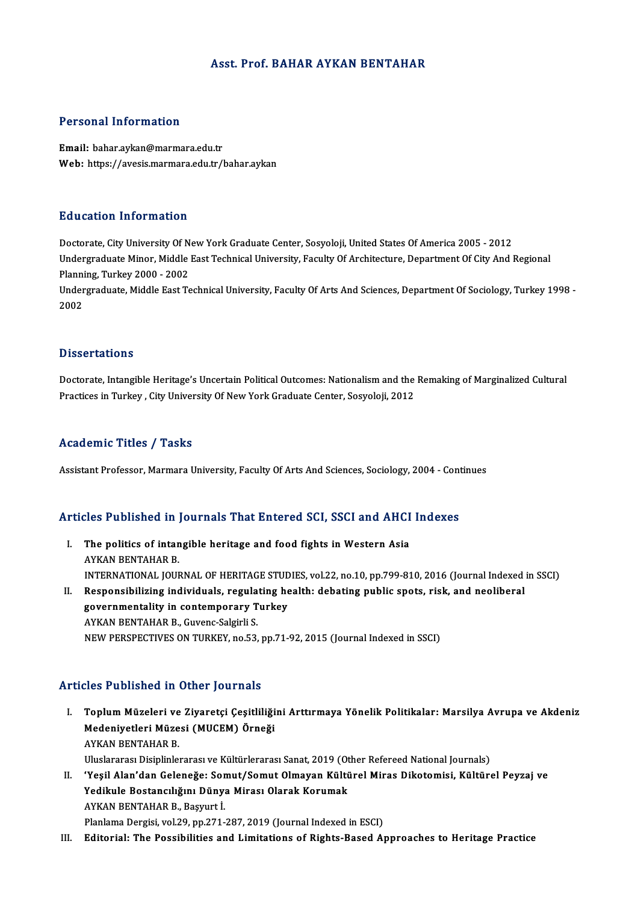# Asst. Prof. BAHAR AYKAN BENTAHAR

## Personal Information

**Email:** bahar.aykan@marmara.edu.tr
**Web:** https://avesis.marmara.edu.tr/bahar.aykan

## Education Information

Doctorate, City University Of New York Graduate Center, Sosyoloji, United States Of America 2005 - 2012
Undergraduate Minor, Middle East Technical University, Faculty Of Architecture, Department Of City And Regional Planning, Turkey 2000 - 2002
Undergraduate, Middle East Technical University, Faculty Of Arts And Sciences, Department Of Sociology, Turkey 1998 - 2002

## Dissertations

Doctorate, Intangible Heritage's Uncertain Political Outcomes: Nationalism and the Remaking of Marginalized Cultural Practices in Turkey , City University Of New York Graduate Center, Sosyoloji, 2012

## Academic Titles / Tasks

Assistant Professor, Marmara University, Faculty Of Arts And Sciences, Sociology, 2004 - Continues

## Articles Published in Journals That Entered SCI, SSCI and AHCI Indexes

I. **The politics of intangible heritage and food fights in Western Asia**
AYKAN BENTAHAR B.
INTERNATIONAL JOURNAL OF HERITAGE STUDIES, vol.22, no.10, pp.799-810, 2016 (Journal Indexed in SSCI)

II. **Responsibilizing individuals, regulating health: debating public spots, risk, and neoliberal governmentality in contemporary Turkey**
AYKAN BENTAHAR B., Guvenc-Salgirli S.
NEW PERSPECTIVES ON TURKEY, no.53, pp.71-92, 2015 (Journal Indexed in SSCI)

## Articles Published in Other Journals

I. **Toplum Müzeleri ve Ziyaretçi Çeşitliliğini Arttırmaya Yönelik Politikalar: Marsilya Avrupa ve Akdeniz Medeniyetleri Müzesi (MUCEM) Örneği**
AYKAN BENTAHAR B.
Uluslararası Disiplinlerarası ve Kültürlerarası Sanat, 2019 (Other Refereed National Journals)

II. **'Yeşil Alan'dan Geleneğe: Somut/Somut Olmayan Kültürel Miras Dikotomisi, Kültürel Peyzaj ve Yedikule Bostancılığını Dünya Mirası Olarak Korumak**
AYKAN BENTAHAR B., Başyurt İ.
Planlama Dergisi, vol.29, pp.271-287, 2019 (Journal Indexed in ESCI)

III. **Editorial: The Possibilities and Limitations of Rights-Based Approaches to Heritage Practice**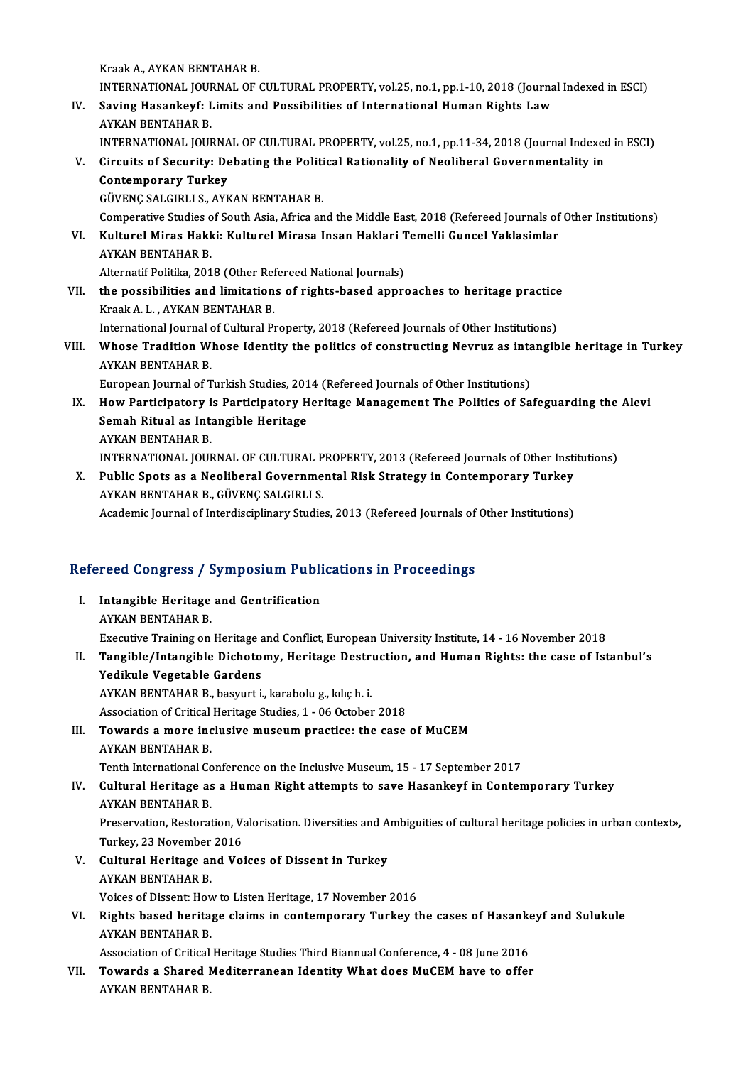Kraak A., AYKAN BENTAHAR B.
INTERNATIONAL JOURNAL OF CULTURAL PROPERTY, vol.25, no.1, pp.1-10, 2018 (Journal Indexed in ESCI)

IV. **Saving Hasankeyf: Limits and Possibilities of International Human Rights Law**
AYKAN BENTAHAR B.
INTERNATIONAL JOURNAL OF CULTURAL PROPERTY, vol.25, no.1, pp.11-34, 2018 (Journal Indexed in ESCI)

V. **Circuits of Security: Debating the Political Rationality of Neoliberal Governmentality in Contemporary Turkey**
GÜVENÇ SALGIRLI S., AYKAN BENTAHAR B.
Comperative Studies of South Asia, Africa and the Middle East, 2018 (Refereed Journals of Other Institutions)

VI. **Kulturel Miras Hakki: Kulturel Mirasa Insan Haklari Temelli Guncel Yaklasimlar**
AYKAN BENTAHAR B.
Alternatif Politika, 2018 (Other Refereed National Journals)

VII. **the possibilities and limitations of rights-based approaches to heritage practice**
Kraak A. L. , AYKAN BENTAHAR B.
International Journal of Cultural Property, 2018 (Refereed Journals of Other Institutions)

VIII. **Whose Tradition Whose Identity the politics of constructing Nevruz as intangible heritage in Turkey**
AYKAN BENTAHAR B.
European Journal of Turkish Studies, 2014 (Refereed Journals of Other Institutions)

IX. **How Participatory is Participatory Heritage Management The Politics of Safeguarding the Alevi Semah Ritual as Intangible Heritage**
AYKAN BENTAHAR B.
INTERNATIONAL JOURNAL OF CULTURAL PROPERTY, 2013 (Refereed Journals of Other Institutions)

X. **Public Spots as a Neoliberal Governmental Risk Strategy in Contemporary Turkey**
AYKAN BENTAHAR B., GÜVENÇ SALGIRLI S.
Academic Journal of Interdisciplinary Studies, 2013 (Refereed Journals of Other Institutions)

## Refereed Congress / Symposium Publications in Proceedings

I. **Intangible Heritage and Gentrification**
AYKAN BENTAHAR B.
Executive Training on Heritage and Conflict, European University Institute, 14 - 16 November 2018

II. **Tangible/Intangible Dichotomy, Heritage Destruction, and Human Rights: the case of Istanbul's Yedikule Vegetable Gardens**
AYKAN BENTAHAR B., basyurt i., karabolu g., kılıç h. i.
Association of Critical Heritage Studies, 1 - 06 October 2018

III. **Towards a more inclusive museum practice: the case of MuCEM**
AYKAN BENTAHAR B.
Tenth International Conference on the Inclusive Museum, 15 - 17 September 2017

IV. **Cultural Heritage as a Human Right attempts to save Hasankeyf in Contemporary Turkey**
AYKAN BENTAHAR B.
Preservation, Restoration, Valorisation. Diversities and Ambiguities of cultural heritage policies in urban context», Turkey, 23 November 2016

V. **Cultural Heritage and Voices of Dissent in Turkey**
AYKAN BENTAHAR B.
Voices of Dissent: How to Listen Heritage, 17 November 2016

VI. **Rights based heritage claims in contemporary Turkey the cases of Hasankeyf and Sulukule**
AYKAN BENTAHAR B.
Association of Critical Heritage Studies Third Biannual Conference, 4 - 08 June 2016

VII. **Towards a Shared Mediterranean Identity What does MuCEM have to offer**
AYKAN BENTAHAR B.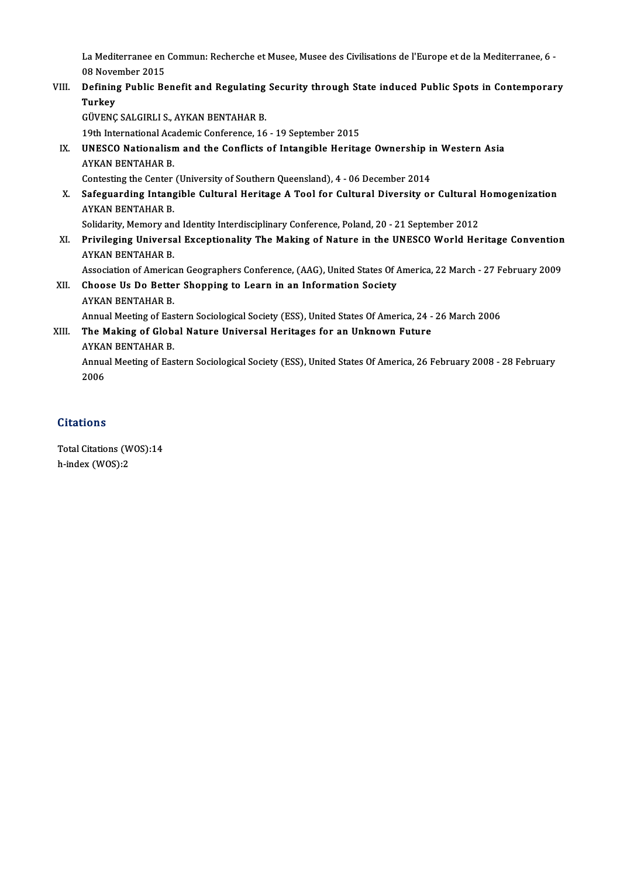La Mediterranee en Commun: Recherche et Musee, Musee des Civilisations de l'Europe et de la Mediterranee, 6 - 08 November 2015

VIII. **Defining Public Benefit and Regulating Security through State induced Public Spots in Contemporary Turkey**
GÜVENÇ SALGIRLI S., AYKAN BENTAHAR B.
19th International Academic Conference, 16 - 19 September 2015

IX. **UNESCO Nationalism and the Conflicts of Intangible Heritage Ownership in Western Asia**
AYKAN BENTAHAR B.
Contesting the Center (University of Southern Queensland), 4 - 06 December 2014

X. **Safeguarding Intangible Cultural Heritage A Tool for Cultural Diversity or Cultural Homogenization**
AYKAN BENTAHAR B.
Solidarity, Memory and Identity Interdisciplinary Conference, Poland, 20 - 21 September 2012

XI. **Privileging Universal Exceptionality The Making of Nature in the UNESCO World Heritage Convention**
AYKAN BENTAHAR B.
Association of American Geographers Conference, (AAG), United States Of America, 22 March - 27 February 2009

XII. **Choose Us Do Better Shopping to Learn in an Information Society**
AYKAN BENTAHAR B.
Annual Meeting of Eastern Sociological Society (ESS), United States Of America, 24 - 26 March 2006

XIII. **The Making of Global Nature Universal Heritages for an Unknown Future**
AYKAN BENTAHAR B.
Annual Meeting of Eastern Sociological Society (ESS), United States Of America, 26 February 2008 - 28 February 2006

## Citations

Total Citations (WOS):14
h-index (WOS):2